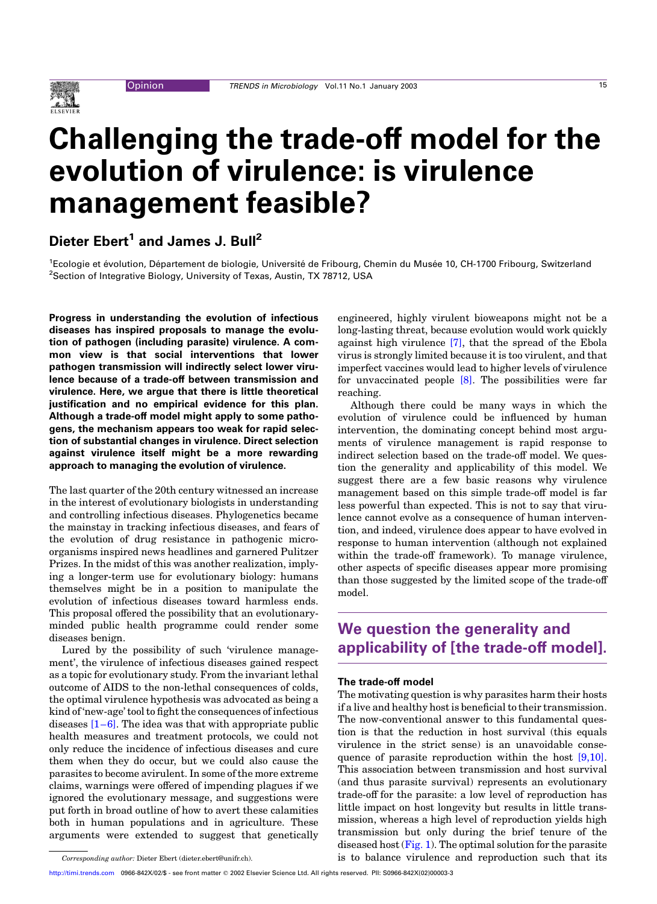# Challenging the trade-off model for the evolution of virulence: is virulence management feasible?

## Dieter Ebert[1] and James J. Bull[2]

[1]Ecologie et évolution, Département de biologie, Université de Fribourg, Chemin du Musée 10, CH-1700 Fribourg, Switzerland
[2]Section of Integrative Biology, University of Texas, Austin, TX 78712, USA

**Progress in understanding the evolution of infectious diseases has inspired proposals to manage the evolution of pathogen (including parasite) virulence. A common view is that social interventions that lower pathogen transmission will indirectly select lower virulence because of a trade-off between transmission and virulence. Here, we argue that there is little theoretical justification and no empirical evidence for this plan. Although a trade-off model might apply to some pathogens, the mechanism appears too weak for rapid selection of substantial changes in virulence. Direct selection against virulence itself might be a more rewarding approach to managing the evolution of virulence.**

The last quarter of the 20th century witnessed an increase in the interest of evolutionary biologists in understanding and controlling infectious diseases. Phylogenetics became the mainstay in tracking infectious diseases, and fears of the evolution of drug resistance in pathogenic microorganisms inspired news headlines and garnered Pulitzer Prizes. In the midst of this was another realization, implying a longer-term use for evolutionary biology: humans themselves might be in a position to manipulate the evolution of infectious diseases toward harmless ends. This proposal offered the possibility that an evolutionary-minded public health programme could render some diseases benign.

Lured by the possibility of such 'virulence management', the virulence of infectious diseases gained respect as a topic for evolutionary study. From the invariant lethal outcome of AIDS to the non-lethal consequences of colds, the optimal virulence hypothesis was advocated as being a kind of 'new-age' tool to fight the consequences of infectious diseases [1–6]. The idea was that with appropriate public health measures and treatment protocols, we could not only reduce the incidence of infectious diseases and cure them when they do occur, but we could also cause the parasites to become avirulent. In some of the more extreme claims, warnings were offered of impending plagues if we ignored the evolutionary message, and suggestions were put forth in broad outline of how to avert these calamities both in human populations and in agriculture. These arguments were extended to suggest that genetically engineered, highly virulent bioweapons might not be a long-lasting threat, because evolution would work quickly against high virulence [7], that the spread of the Ebola virus is strongly limited because it is too virulent, and that imperfect vaccines would lead to higher levels of virulence for unvaccinated people [8]. The possibilities were far reaching.

Although there could be many ways in which the evolution of virulence could be influenced by human intervention, the dominating concept behind most arguments of virulence management is rapid response to indirect selection based on the trade-off model. We question the generality and applicability of this model. We suggest there are a few basic reasons why virulence management based on this simple trade-off model is far less powerful than expected. This is not to say that virulence cannot evolve as a consequence of human intervention, and indeed, virulence does appear to have evolved in response to human intervention (although not explained within the trade-off framework). To manage virulence, other aspects of specific diseases appear more promising than those suggested by the limited scope of the trade-off model.

> **We question the generality and applicability of [the trade-off model].**

### The trade-off model

The motivating question is why parasites harm their hosts if a live and healthy host is beneficial to their transmission. The now-conventional answer to this fundamental question is that the reduction in host survival (this equals virulence in the strict sense) is an unavoidable consequence of parasite reproduction within the host [9,10]. This association between transmission and host survival (and thus parasite survival) represents an evolutionary trade-off for the parasite: a low level of reproduction has little impact on host longevity but results in little transmission, whereas a high level of reproduction yields high transmission but only during the brief tenure of the diseased host (Fig. 1). The optimal solution for the parasite is to balance virulence and reproduction such that its

*Corresponding author:* Dieter Ebert (dieter.ebert@unifr.ch).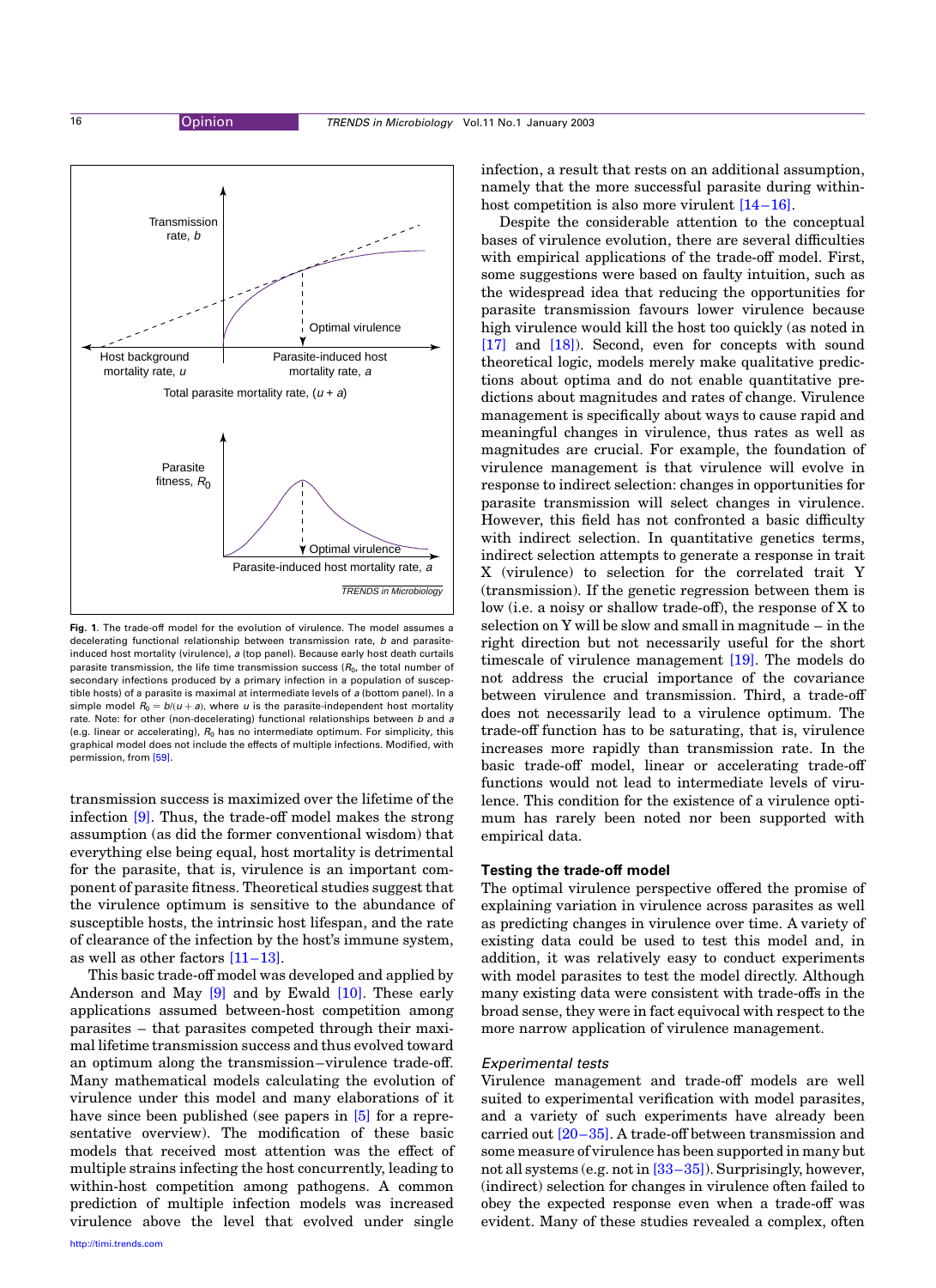**Fig. 1.** The trade-off model for the evolution of virulence. The model assumes a decelerating functional relationship between transmission rate, $b$ and parasite-induced host mortality (virulence), $a$ (top panel). Because early host death curtails parasite transmission, the life time transmission success ($R_0$, the total number of secondary infections produced by a primary infection in a population of susceptible hosts) of a parasite is maximal at intermediate levels of $a$ (bottom panel). In a simple model $R_0 = b/(u + a)$, where $u$ is the parasite-independent host mortality rate. Note: for other (non-decelerating) functional relationships between $b$ and $a$ (e.g. linear or accelerating), $R_0$ has no intermediate optimum. For simplicity, this graphical model does not include the effects of multiple infections. Modified, with permission, from [59].

transmission success is maximized over the lifetime of the infection [9]. Thus, the trade-off model makes the strong assumption (as did the former conventional wisdom) that everything else being equal, host mortality is detrimental for the parasite, that is, virulence is an important component of parasite fitness. Theoretical studies suggest that the virulence optimum is sensitive to the abundance of susceptible hosts, the intrinsic host lifespan, and the rate of clearance of the infection by the host's immune system, as well as other factors [11–13].

This basic trade-off model was developed and applied by Anderson and May [9] and by Ewald [10]. These early applications assumed between-host competition among parasites – that parasites competed through their maximal lifetime transmission success and thus evolved toward an optimum along the transmission–virulence trade-off. Many mathematical models calculating the evolution of virulence under this model and many elaborations of it have since been published (see papers in [5] for a representative overview). The modification of these basic models that received most attention was the effect of multiple strains infecting the host concurrently, leading to within-host competition among pathogens. A common prediction of multiple infection models was increased virulence above the level that evolved under single infection, a result that rests on an additional assumption, namely that the more successful parasite during within-host competition is also more virulent [14–16].

Despite the considerable attention to the conceptual bases of virulence evolution, there are several difficulties with empirical applications of the trade-off model. First, some suggestions were based on faulty intuition, such as the widespread idea that reducing the opportunities for parasite transmission favours lower virulence because high virulence would kill the host too quickly (as noted in [17] and [18]). Second, even for concepts with sound theoretical logic, models merely make qualitative predictions about optima and do not enable quantitative predictions about magnitudes and rates of change. Virulence management is specifically about ways to cause rapid and meaningful changes in virulence, thus rates as well as magnitudes are crucial. For example, the foundation of virulence management is that virulence will evolve in response to indirect selection: changes in opportunities for parasite transmission will select changes in virulence. However, this field has not confronted a basic difficulty with indirect selection. In quantitative genetics terms, indirect selection attempts to generate a response in trait X (virulence) to selection for the correlated trait Y (transmission). If the genetic regression between them is low (i.e. a noisy or shallow trade-off), the response of X to selection on Y will be slow and small in magnitude – in the right direction but not necessarily useful for the short timescale of virulence management [19]. The models do not address the crucial importance of the covariance between virulence and transmission. Third, a trade-off does not necessarily lead to a virulence optimum. The trade-off function has to be saturating, that is, virulence increases more rapidly than transmission rate. In the basic trade-off model, linear or accelerating trade-off functions would not lead to intermediate levels of virulence. This condition for the existence of a virulence optimum has rarely been noted nor been supported with empirical data.

### Testing the trade-off model

The optimal virulence perspective offered the promise of explaining variation in virulence across parasites as well as predicting changes in virulence over time. A variety of existing data could be used to test this model and, in addition, it was relatively easy to conduct experiments with model parasites to test the model directly. Although many existing data were consistent with trade-offs in the broad sense, they were in fact equivocal with respect to the more narrow application of virulence management.

#### *Experimental tests*

Virulence management and trade-off models are well suited to experimental verification with model parasites, and a variety of such experiments have already been carried out [20–35]. A trade-off between transmission and some measure of virulence has been supported in many but not all systems (e.g. not in [33–35]). Surprisingly, however, (indirect) selection for changes in virulence often failed to obey the expected response even when a trade-off was evident. Many of these studies revealed a complex, often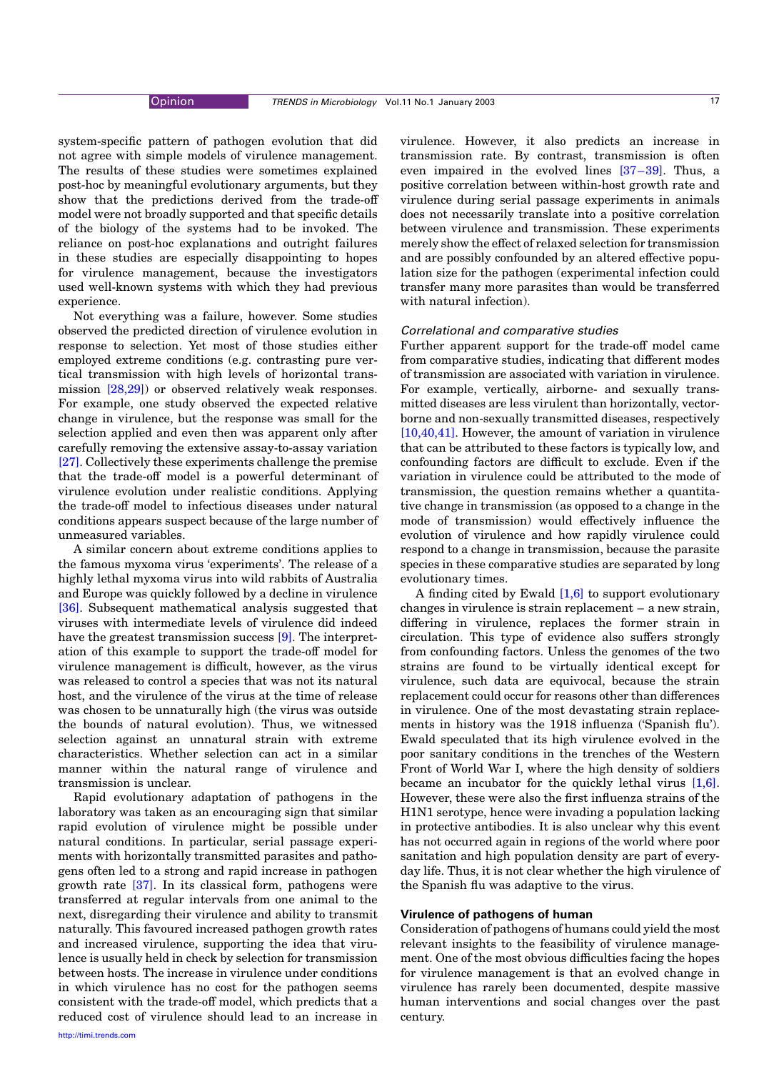system-specific pattern of pathogen evolution that did not agree with simple models of virulence management. The results of these studies were sometimes explained post-hoc by meaningful evolutionary arguments, but they show that the predictions derived from the trade-off model were not broadly supported and that specific details of the biology of the systems had to be invoked. The reliance on post-hoc explanations and outright failures in these studies are especially disappointing to hopes for virulence management, because the investigators used well-known systems with which they had previous experience.

Not everything was a failure, however. Some studies observed the predicted direction of virulence evolution in response to selection. Yet most of those studies either employed extreme conditions (e.g. contrasting pure vertical transmission with high levels of horizontal transmission [28,29]) or observed relatively weak responses. For example, one study observed the expected relative change in virulence, but the response was small for the selection applied and even then was apparent only after carefully removing the extensive assay-to-assay variation [27]. Collectively these experiments challenge the premise that the trade-off model is a powerful determinant of virulence evolution under realistic conditions. Applying the trade-off model to infectious diseases under natural conditions appears suspect because of the large number of unmeasured variables.

A similar concern about extreme conditions applies to the famous myxoma virus 'experiments'. The release of a highly lethal myxoma virus into wild rabbits of Australia and Europe was quickly followed by a decline in virulence [36]. Subsequent mathematical analysis suggested that viruses with intermediate levels of virulence did indeed have the greatest transmission success [9]. The interpretation of this example to support the trade-off model for virulence management is difficult, however, as the virus was released to control a species that was not its natural host, and the virulence of the virus at the time of release was chosen to be unnaturally high (the virus was outside the bounds of natural evolution). Thus, we witnessed selection against an unnatural strain with extreme characteristics. Whether selection can act in a similar manner within the natural range of virulence and transmission is unclear.

Rapid evolutionary adaptation of pathogens in the laboratory was taken as an encouraging sign that similar rapid evolution of virulence might be possible under natural conditions. In particular, serial passage experiments with horizontally transmitted parasites and pathogens often led to a strong and rapid increase in pathogen growth rate [37]. In its classical form, pathogens were transferred at regular intervals from one animal to the next, disregarding their virulence and ability to transmit naturally. This favoured increased pathogen growth rates and increased virulence, supporting the idea that virulence is usually held in check by selection for transmission between hosts. The increase in virulence under conditions in which virulence has no cost for the pathogen seems consistent with the trade-off model, which predicts that a reduced cost of virulence should lead to an increase in virulence. However, it also predicts an increase in transmission rate. By contrast, transmission is often even impaired in the evolved lines [37–39]. Thus, a positive correlation between within-host growth rate and virulence during serial passage experiments in animals does not necessarily translate into a positive correlation between virulence and transmission. These experiments merely show the effect of relaxed selection for transmission and are possibly confounded by an altered effective population size for the pathogen (experimental infection could transfer many more parasites than would be transferred with natural infection).

### *Correlational and comparative studies*

Further apparent support for the trade-off model came from comparative studies, indicating that different modes of transmission are associated with variation in virulence. For example, vertically, airborne- and sexually transmitted diseases are less virulent than horizontally, vector-borne and non-sexually transmitted diseases, respectively [10,40,41]. However, the amount of variation in virulence that can be attributed to these factors is typically low, and confounding factors are difficult to exclude. Even if the variation in virulence could be attributed to the mode of transmission, the question remains whether a quantitative change in transmission (as opposed to a change in the mode of transmission) would effectively influence the evolution of virulence and how rapidly virulence could respond to a change in transmission, because the parasite species in these comparative studies are separated by long evolutionary times.

A finding cited by Ewald [1,6] to support evolutionary changes in virulence is strain replacement – a new strain, differing in virulence, replaces the former strain in circulation. This type of evidence also suffers strongly from confounding factors. Unless the genomes of the two strains are found to be virtually identical except for virulence, such data are equivocal, because the strain replacement could occur for reasons other than differences in virulence. One of the most devastating strain replacements in history was the 1918 influenza ('Spanish flu'). Ewald speculated that its high virulence evolved in the poor sanitary conditions in the trenches of the Western Front of World War I, where the high density of soldiers became an incubator for the quickly lethal virus [1,6]. However, these were also the first influenza strains of the H1N1 serotype, hence were invading a population lacking in protective antibodies. It is also unclear why this event has not occurred again in regions of the world where poor sanitation and high population density are part of everyday life. Thus, it is not clear whether the high virulence of the Spanish flu was adaptive to the virus.

### Virulence of pathogens of human

Consideration of pathogens of humans could yield the most relevant insights to the feasibility of virulence management. One of the most obvious difficulties facing the hopes for virulence management is that an evolved change in virulence has rarely been documented, despite massive human interventions and social changes over the past century.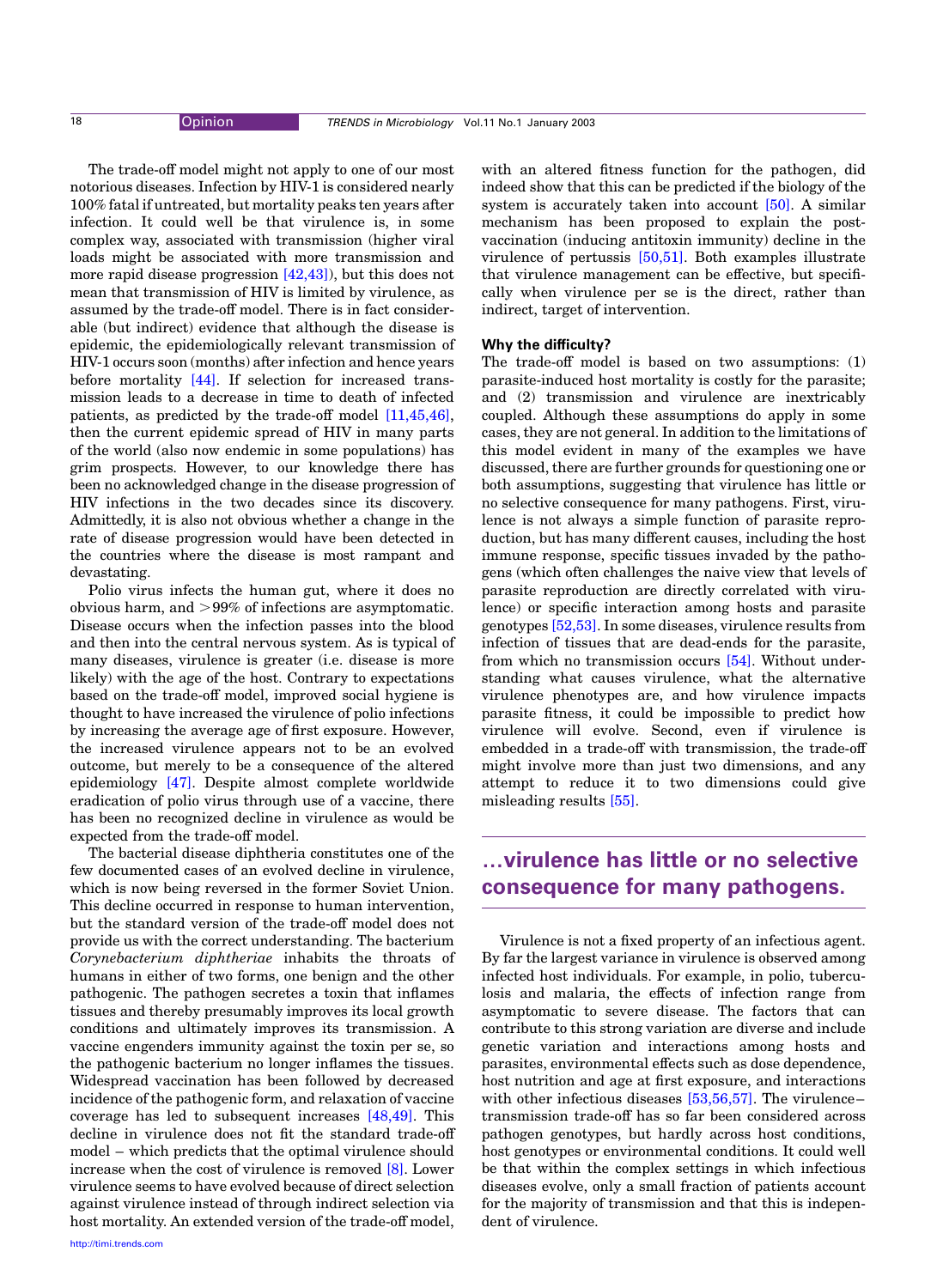The trade-off model might not apply to one of our most notorious diseases. Infection by HIV-1 is considered nearly 100% fatal if untreated, but mortality peaks ten years after infection. It could well be that virulence is, in some complex way, associated with transmission (higher viral loads might be associated with more transmission and more rapid disease progression [42,43]), but this does not mean that transmission of HIV is limited by virulence, as assumed by the trade-off model. There is in fact considerable (but indirect) evidence that although the disease is epidemic, the epidemiologically relevant transmission of HIV-1 occurs soon (months) after infection and hence years before mortality [44]. If selection for increased transmission leads to a decrease in time to death of infected patients, as predicted by the trade-off model [11,45,46], then the current epidemic spread of HIV in many parts of the world (also now endemic in some populations) has grim prospects. However, to our knowledge there has been no acknowledged change in the disease progression of HIV infections in the two decades since its discovery. Admittedly, it is also not obvious whether a change in the rate of disease progression would have been detected in the countries where the disease is most rampant and devastating.

Polio virus infects the human gut, where it does no obvious harm, and >99% of infections are asymptomatic. Disease occurs when the infection passes into the blood and then into the central nervous system. As is typical of many diseases, virulence is greater (i.e. disease is more likely) with the age of the host. Contrary to expectations based on the trade-off model, improved social hygiene is thought to have increased the virulence of polio infections by increasing the average age of first exposure. However, the increased virulence appears not to be an evolved outcome, but merely to be a consequence of the altered epidemiology [47]. Despite almost complete worldwide eradication of polio virus through use of a vaccine, there has been no recognized decline in virulence as would be expected from the trade-off model.

The bacterial disease diphtheria constitutes one of the few documented cases of an evolved decline in virulence, which is now being reversed in the former Soviet Union. This decline occurred in response to human intervention, but the standard version of the trade-off model does not provide us with the correct understanding. The bacterium *Corynebacterium diphtheriae* inhabits the throats of humans in either of two forms, one benign and the other pathogenic. The pathogen secretes a toxin that inflames tissues and thereby presumably improves its local growth conditions and ultimately improves its transmission. A vaccine engenders immunity against the toxin per se, so the pathogenic bacterium no longer inflames the tissues. Widespread vaccination has been followed by decreased incidence of the pathogenic form, and relaxation of vaccine coverage has led to subsequent increases [48,49]. This decline in virulence does not fit the standard trade-off model – which predicts that the optimal virulence should increase when the cost of virulence is removed [8]. Lower virulence seems to have evolved because of direct selection against virulence instead of through indirect selection via host mortality. An extended version of the trade-off model, with an altered fitness function for the pathogen, did indeed show that this can be predicted if the biology of the system is accurately taken into account [50]. A similar mechanism has been proposed to explain the post-vaccination (inducing antitoxin immunity) decline in the virulence of pertussis [50,51]. Both examples illustrate that virulence management can be effective, but specifically when virulence per se is the direct, rather than indirect, target of intervention.

## Why the difficulty?

The trade-off model is based on two assumptions: (1) parasite-induced host mortality is costly for the parasite; and (2) transmission and virulence are inextricably coupled. Although these assumptions do apply in some cases, they are not general. In addition to the limitations of this model evident in many of the examples we have discussed, there are further grounds for questioning one or both assumptions, suggesting that virulence has little or no selective consequence for many pathogens. First, virulence is not always a simple function of parasite reproduction, but has many different causes, including the host immune response, specific tissues invaded by the pathogens (which often challenges the naive view that levels of parasite reproduction are directly correlated with virulence) or specific interaction among hosts and parasite genotypes [52,53]. In some diseases, virulence results from infection of tissues that are dead-ends for the parasite, from which no transmission occurs [54]. Without understanding what causes virulence, what the alternative virulence phenotypes are, and how virulence impacts parasite fitness, it could be impossible to predict how virulence will evolve. Second, even if virulence is embedded in a trade-off with transmission, the trade-off might involve more than just two dimensions, and any attempt to reduce it to two dimensions could give misleading results [55].

**…virulence has little or no selective consequence for many pathogens.**

Virulence is not a fixed property of an infectious agent. By far the largest variance in virulence is observed among infected host individuals. For example, in polio, tuberculosis and malaria, the effects of infection range from asymptomatic to severe disease. The factors that can contribute to this strong variation are diverse and include genetic variation and interactions among hosts and parasites, environmental effects such as dose dependence, host nutrition and age at first exposure, and interactions with other infectious diseases [53,56,57]. The virulence–transmission trade-off has so far been considered across pathogen genotypes, but hardly across host conditions, host genotypes or environmental conditions. It could well be that within the complex settings in which infectious diseases evolve, only a small fraction of patients account for the majority of transmission and that this is independent of virulence.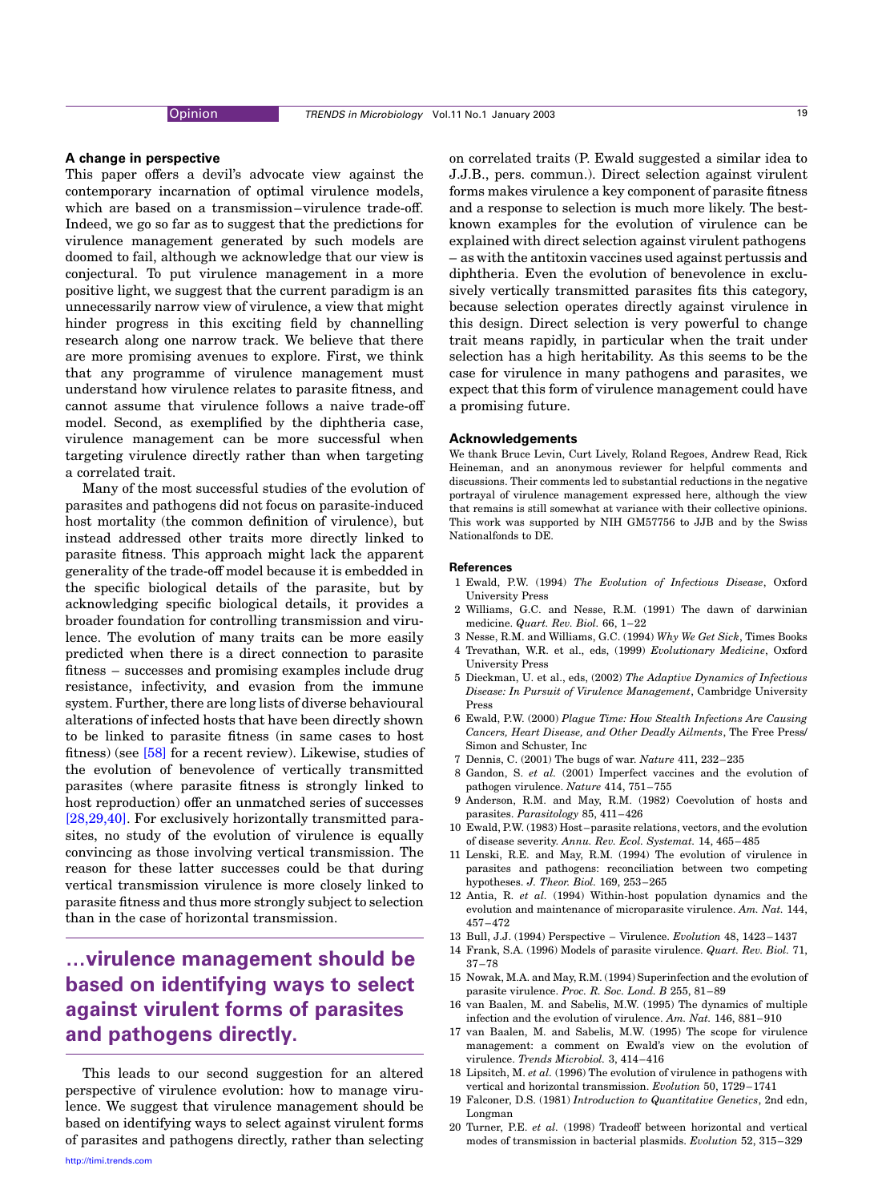### A change in perspective

This paper offers a devil's advocate view against the contemporary incarnation of optimal virulence models, which are based on a transmission–virulence trade-off. Indeed, we go so far as to suggest that the predictions for virulence management generated by such models are doomed to fail, although we acknowledge that our view is conjectural. To put virulence management in a more positive light, we suggest that the current paradigm is an unnecessarily narrow view of virulence, a view that might hinder progress in this exciting field by channelling research along one narrow track. We believe that there are more promising avenues to explore. First, we think that any programme of virulence management must understand how virulence relates to parasite fitness, and cannot assume that virulence follows a naive trade-off model. Second, as exemplified by the diphtheria case, virulence management can be more successful when targeting virulence directly rather than when targeting a correlated trait.

Many of the most successful studies of the evolution of parasites and pathogens did not focus on parasite-induced host mortality (the common definition of virulence), but instead addressed other traits more directly linked to parasite fitness. This approach might lack the apparent generality of the trade-off model because it is embedded in the specific biological details of the parasite, but by acknowledging specific biological details, it provides a broader foundation for controlling transmission and virulence. The evolution of many traits can be more easily predicted when there is a direct connection to parasite fitness – successes and promising examples include drug resistance, infectivity, and evasion from the immune system. Further, there are long lists of diverse behavioural alterations of infected hosts that have been directly shown to be linked to parasite fitness (in same cases to host fitness) (see [58] for a recent review). Likewise, studies of the evolution of benevolence of vertically transmitted parasites (where parasite fitness is strongly linked to host reproduction) offer an unmatched series of successes [28,29,40]. For exclusively horizontally transmitted parasites, no study of the evolution of virulence is equally convincing as those involving vertical transmission. The reason for these latter successes could be that during vertical transmission virulence is more closely linked to parasite fitness and thus more strongly subject to selection than in the case of horizontal transmission.

**...virulence management should be based on identifying ways to select against virulent forms of parasites and pathogens directly.**

This leads to our second suggestion for an altered perspective of virulence evolution: how to manage virulence. We suggest that virulence management should be based on identifying ways to select against virulent forms of parasites and pathogens directly, rather than selecting on correlated traits (P. Ewald suggested a similar idea to J.J.B., pers. commun.). Direct selection against virulent forms makes virulence a key component of parasite fitness and a response to selection is much more likely. The best-known examples for the evolution of virulence can be explained with direct selection against virulent pathogens – as with the antitoxin vaccines used against pertussis and diphtheria. Even the evolution of benevolence in exclusively vertically transmitted parasites fits this category, because selection operates directly against virulence in this design. Direct selection is very powerful to change trait means rapidly, in particular when the trait under selection has a high heritability. As this seems to be the case for virulence in many pathogens and parasites, we expect that this form of virulence management could have a promising future.

### Acknowledgements

We thank Bruce Levin, Curt Lively, Roland Regoes, Andrew Read, Rick Heineman, and an anonymous reviewer for helpful comments and discussions. Their comments led to substantial reductions in the negative portrayal of virulence management expressed here, although the view that remains is still somewhat at variance with their collective opinions. This work was supported by NIH GM57756 to JJB and by the Swiss Nationalfonds to DE.

### References

1 Ewald, P.W. (1994) *The Evolution of Infectious Disease*, Oxford University Press

2 Williams, G.C. and Nesse, R.M. (1991) The dawn of darwinian medicine. *Quart. Rev. Biol.* 66, 1–22

3 Nesse, R.M. and Williams, G.C. (1994) *Why We Get Sick*, Times Books

4 Trevathan, W.R. et al., eds, (1999) *Evolutionary Medicine*, Oxford University Press

5 Dieckman, U. et al., eds, (2002) *The Adaptive Dynamics of Infectious Disease: In Pursuit of Virulence Management*, Cambridge University Press

6 Ewald, P.W. (2000) *Plague Time: How Stealth Infections Are Causing Cancers, Heart Disease, and Other Deadly Ailments*, The Free Press/ Simon and Schuster, Inc

7 Dennis, C. (2001) The bugs of war. *Nature* 411, 232–235

8 Gandon, S. *et al.* (2001) Imperfect vaccines and the evolution of pathogen virulence. *Nature* 414, 751–755

9 Anderson, R.M. and May, R.M. (1982) Coevolution of hosts and parasites. *Parasitology* 85, 411–426

10 Ewald, P.W. (1983) Host–parasite relations, vectors, and the evolution of disease severity. *Annu. Rev. Ecol. Systemat.* 14, 465–485

11 Lenski, R.E. and May, R.M. (1994) The evolution of virulence in parasites and pathogens: reconciliation between two competing hypotheses. *J. Theor. Biol.* 169, 253–265

12 Antia, R. *et al.* (1994) Within-host population dynamics and the evolution and maintenance of microparasite virulence. *Am. Nat.* 144, 457–472

13 Bull, J.J. (1994) Perspective – Virulence. *Evolution* 48, 1423–1437

14 Frank, S.A. (1996) Models of parasite virulence. *Quart. Rev. Biol.* 71, 37–78

15 Nowak, M.A. and May, R.M. (1994) Superinfection and the evolution of parasite virulence. *Proc. R. Soc. Lond. B* 255, 81–89

16 van Baalen, M. and Sabelis, M.W. (1995) The dynamics of multiple infection and the evolution of virulence. *Am. Nat.* 146, 881–910

17 van Baalen, M. and Sabelis, M.W. (1995) The scope for virulence management: a comment on Ewald's view on the evolution of virulence. *Trends Microbiol.* 3, 414–416

18 Lipsitch, M. *et al.* (1996) The evolution of virulence in pathogens with vertical and horizontal transmission. *Evolution* 50, 1729–1741

19 Falconer, D.S. (1981) *Introduction to Quantitative Genetics*, 2nd edn, Longman

20 Turner, P.E. *et al.* (1998) Tradeoff between horizontal and vertical modes of transmission in bacterial plasmids. *Evolution* 52, 315–329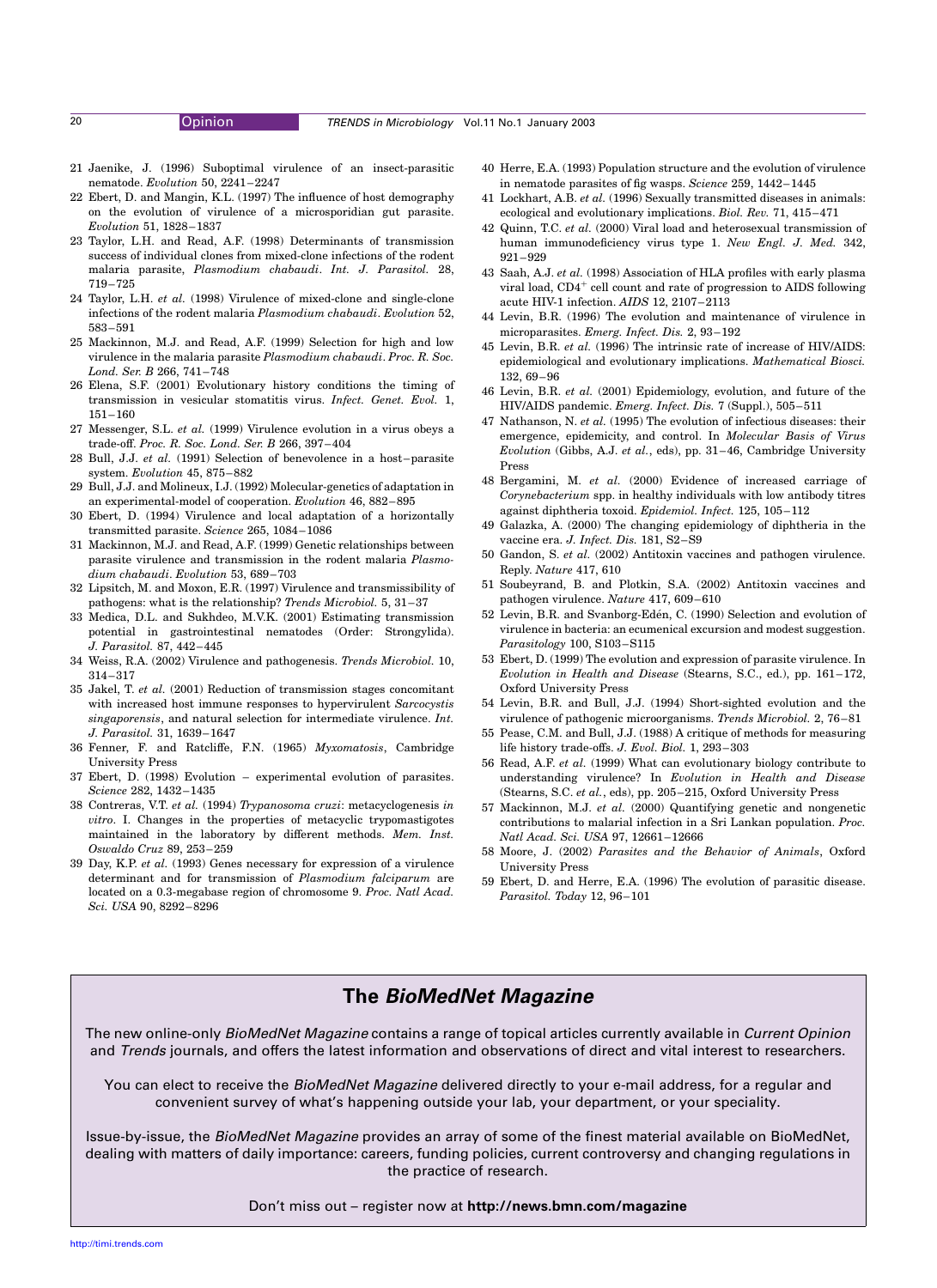21 Jaenike, J. (1996) Suboptimal virulence of an insect-parasitic nematode. *Evolution* 50, 2241–2247

22 Ebert, D. and Mangin, K.L. (1997) The influence of host demography on the evolution of virulence of a microsporidian gut parasite. *Evolution* 51, 1828–1837

23 Taylor, L.H. and Read, A.F. (1998) Determinants of transmission success of individual clones from mixed-clone infections of the rodent malaria parasite, *Plasmodium chabaudi*. *Int. J. Parasitol.* 28, 719–725

24 Taylor, L.H. *et al.* (1998) Virulence of mixed-clone and single-clone infections of the rodent malaria *Plasmodium chabaudi*. *Evolution* 52, 583–591

25 Mackinnon, M.J. and Read, A.F. (1999) Selection for high and low virulence in the malaria parasite *Plasmodium chabaudi*. *Proc. R. Soc. Lond. Ser. B* 266, 741–748

26 Elena, S.F. (2001) Evolutionary history conditions the timing of transmission in vesicular stomatitis virus. *Infect. Genet. Evol.* 1, 151–160

27 Messenger, S.L. *et al.* (1999) Virulence evolution in a virus obeys a trade-off. *Proc. R. Soc. Lond. Ser. B* 266, 397–404

28 Bull, J.J. *et al.* (1991) Selection of benevolence in a host–parasite system. *Evolution* 45, 875–882

29 Bull, J.J. and Molineux, I.J. (1992) Molecular-genetics of adaptation in an experimental-model of cooperation. *Evolution* 46, 882–895

30 Ebert, D. (1994) Virulence and local adaptation of a horizontally transmitted parasite. *Science* 265, 1084–1086

31 Mackinnon, M.J. and Read, A.F. (1999) Genetic relationships between parasite virulence and transmission in the rodent malaria *Plasmodium chabaudi*. *Evolution* 53, 689–703

32 Lipsitch, M. and Moxon, E.R. (1997) Virulence and transmissibility of pathogens: what is the relationship? *Trends Microbiol.* 5, 31–37

33 Medica, D.L. and Sukhdeo, M.V.K. (2001) Estimating transmission potential in gastrointestinal nematodes (Order: Strongylida). *J. Parasitol.* 87, 442–445

34 Weiss, R.A. (2002) Virulence and pathogenesis. *Trends Microbiol.* 10, 314–317

35 Jakel, T. *et al.* (2001) Reduction of transmission stages concomitant with increased host immune responses to hypervirulent *Sarcocystis singaporensis*, and natural selection for intermediate virulence. *Int. J. Parasitol.* 31, 1639–1647

36 Fenner, F. and Ratcliffe, F.N. (1965) *Myxomatosis*, Cambridge University Press

37 Ebert, D. (1998) Evolution – experimental evolution of parasites. *Science* 282, 1432–1435

38 Contreras, V.T. *et al.* (1994) *Trypanosoma cruzi*: metacyclogenesis *in vitro*. I. Changes in the properties of metacyclic trypomastigotes maintained in the laboratory by different methods. *Mem. Inst. Oswaldo Cruz* 89, 253–259

39 Day, K.P. *et al.* (1993) Genes necessary for expression of a virulence determinant and for transmission of *Plasmodium falciparum* are located on a 0.3-megabase region of chromosome 9. *Proc. Natl Acad. Sci. USA* 90, 8292–8296

40 Herre, E.A. (1993) Population structure and the evolution of virulence in nematode parasites of fig wasps. *Science* 259, 1442–1445

41 Lockhart, A.B. *et al.* (1996) Sexually transmitted diseases in animals: ecological and evolutionary implications. *Biol. Rev.* 71, 415–471

42 Quinn, T.C. *et al.* (2000) Viral load and heterosexual transmission of human immunodeficiency virus type 1. *New Engl. J. Med.* 342, 921–929

43 Saah, A.J. *et al.* (1998) Association of HLA profiles with early plasma viral load, CD4$^{+}$ cell count and rate of progression to AIDS following acute HIV-1 infection. *AIDS* 12, 2107–2113

44 Levin, B.R. (1996) The evolution and maintenance of virulence in microparasites. *Emerg. Infect. Dis.* 2, 93–192

45 Levin, B.R. *et al.* (1996) The intrinsic rate of increase of HIV/AIDS: epidemiological and evolutionary implications. *Mathematical Biosci.* 132, 69–96

46 Levin, B.R. *et al.* (2001) Epidemiology, evolution, and future of the HIV/AIDS pandemic. *Emerg. Infect. Dis.* 7 (Suppl.), 505–511

47 Nathanson, N. *et al.* (1995) The evolution of infectious diseases: their emergence, epidemicity, and control. In *Molecular Basis of Virus Evolution* (Gibbs, A.J. *et al.*, eds), pp. 31–46, Cambridge University Press

48 Bergamini, M. *et al.* (2000) Evidence of increased carriage of *Corynebacterium* spp. in healthy individuals with low antibody titres against diphtheria toxoid. *Epidemiol. Infect.* 125, 105–112

49 Galazka, A. (2000) The changing epidemiology of diphtheria in the vaccine era. *J. Infect. Dis.* 181, S2–S9

50 Gandon, S. *et al.* (2002) Antitoxin vaccines and pathogen virulence. Reply. *Nature* 417, 610

51 Soubeyrand, B. and Plotkin, S.A. (2002) Antitoxin vaccines and pathogen virulence. *Nature* 417, 609–610

52 Levin, B.R. and Svanborg-Edén, C. (1990) Selection and evolution of virulence in bacteria: an ecumenical excursion and modest suggestion. *Parasitology* 100, S103–S115

53 Ebert, D. (1999) The evolution and expression of parasite virulence. In *Evolution in Health and Disease* (Stearns, S.C., ed.), pp. 161–172, Oxford University Press

54 Levin, B.R. and Bull, J.J. (1994) Short-sighted evolution and the virulence of pathogenic microorganisms. *Trends Microbiol.* 2, 76–81

55 Pease, C.M. and Bull, J.J. (1988) A critique of methods for measuring life history trade-offs. *J. Evol. Biol.* 1, 293–303

56 Read, A.F. *et al.* (1999) What can evolutionary biology contribute to understanding virulence? In *Evolution in Health and Disease* (Stearns, S.C. *et al.*, eds), pp. 205–215, Oxford University Press

57 Mackinnon, M.J. *et al.* (2000) Quantifying genetic and nongenetic contributions to malarial infection in a Sri Lankan population. *Proc. Natl Acad. Sci. USA* 97, 12661–12666

58 Moore, J. (2002) *Parasites and the Behavior of Animals*, Oxford University Press

59 Ebert, D. and Herre, E.A. (1996) The evolution of parasitic disease. *Parasitol. Today* 12, 96–101

## The *BioMedNet Magazine*

The new online-only *BioMedNet Magazine* contains a range of topical articles currently available in *Current Opinion* and *Trends* journals, and offers the latest information and observations of direct and vital interest to researchers.

You can elect to receive the *BioMedNet Magazine* delivered directly to your e-mail address, for a regular and convenient survey of what's happening outside your lab, your department, or your speciality.

Issue-by-issue, the *BioMedNet Magazine* provides an array of some of the finest material available on BioMedNet, dealing with matters of daily importance: careers, funding policies, current controversy and changing regulations in the practice of research.

Don't miss out – register now at **http://news.bmn.com/magazine**